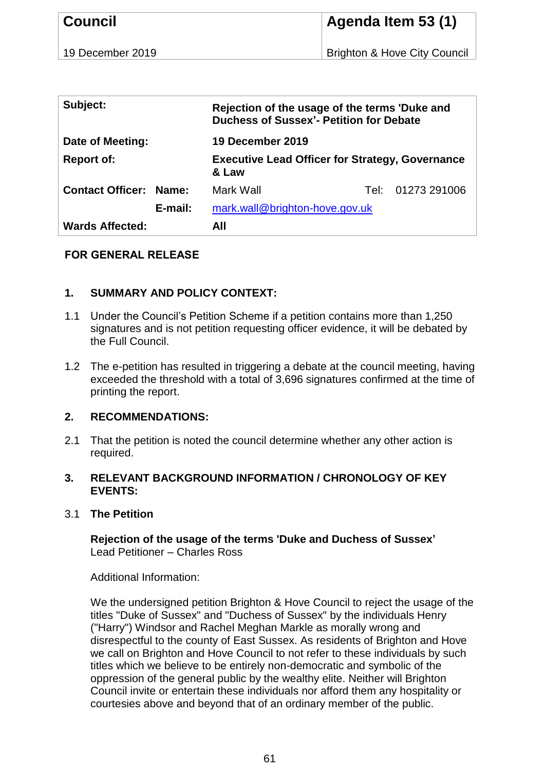| **Council** | **Agenda Item 53 (1)** |
| --- | --- |
| 19 December 2019 | Brighton & Hove City Council |

| | | | | |
| --- | --- | --- | --- | --- |
| **Subject:** | | **Rejection of the usage of the terms 'Duke and Duchess of Sussex'- Petition for Debate** | | |
| **Date of Meeting:** | | **19 December 2019** | | |
| **Report of:** | | **Executive Lead Officer for Strategy, Governance & Law** | | |
| **Contact Officer:** | **Name:** | Mark Wall | Tel: | 01273 291006 |
| | **E-mail:** | mark.wall@brighton-hove.gov.uk | | |
| **Wards Affected:** | | **All** | | |

**FOR GENERAL RELEASE**

## 1. SUMMARY AND POLICY CONTEXT:

1.1 Under the Council's Petition Scheme if a petition contains more than 1,250 signatures and is not petition requesting officer evidence, it will be debated by the Full Council.

1.2 The e-petition has resulted in triggering a debate at the council meeting, having exceeded the threshold with a total of 3,696 signatures confirmed at the time of printing the report.

## 2. RECOMMENDATIONS:

2.1 That the petition is noted the council determine whether any other action is required.

## 3. RELEVANT BACKGROUND INFORMATION / CHRONOLOGY OF KEY EVENTS:

3.1 **The Petition**

**Rejection of the usage of the terms 'Duke and Duchess of Sussex'**
Lead Petitioner – Charles Ross

Additional Information:

We the undersigned petition Brighton & Hove Council to reject the usage of the titles "Duke of Sussex" and "Duchess of Sussex" by the individuals Henry ("Harry") Windsor and Rachel Meghan Markle as morally wrong and disrespectful to the county of East Sussex. As residents of Brighton and Hove we call on Brighton and Hove Council to not refer to these individuals by such titles which we believe to be entirely non-democratic and symbolic of the oppression of the general public by the wealthy elite. Neither will Brighton Council invite or entertain these individuals nor afford them any hospitality or courtesies above and beyond that of an ordinary member of the public.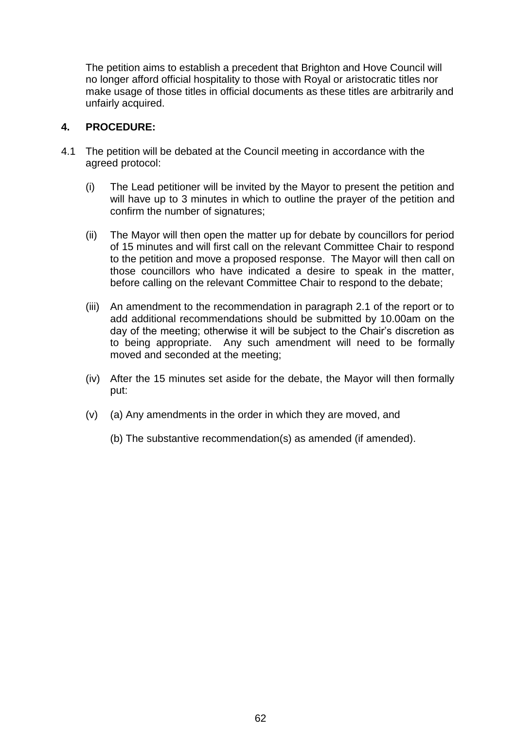The petition aims to establish a precedent that Brighton and Hove Council will no longer afford official hospitality to those with Royal or aristocratic titles nor make usage of those titles in official documents as these titles are arbitrarily and unfairly acquired.

## 4. PROCEDURE:

4.1 The petition will be debated at the Council meeting in accordance with the agreed protocol:

(i) The Lead petitioner will be invited by the Mayor to present the petition and will have up to 3 minutes in which to outline the prayer of the petition and confirm the number of signatures;

(ii) The Mayor will then open the matter up for debate by councillors for period of 15 minutes and will first call on the relevant Committee Chair to respond to the petition and move a proposed response. The Mayor will then call on those councillors who have indicated a desire to speak in the matter, before calling on the relevant Committee Chair to respond to the debate;

(iii) An amendment to the recommendation in paragraph 2.1 of the report or to add additional recommendations should be submitted by 10.00am on the day of the meeting; otherwise it will be subject to the Chair's discretion as to being appropriate. Any such amendment will need to be formally moved and seconded at the meeting;

(iv) After the 15 minutes set aside for the debate, the Mayor will then formally put:

(v) (a) Any amendments in the order in which they are moved, and

(b) The substantive recommendation(s) as amended (if amended).